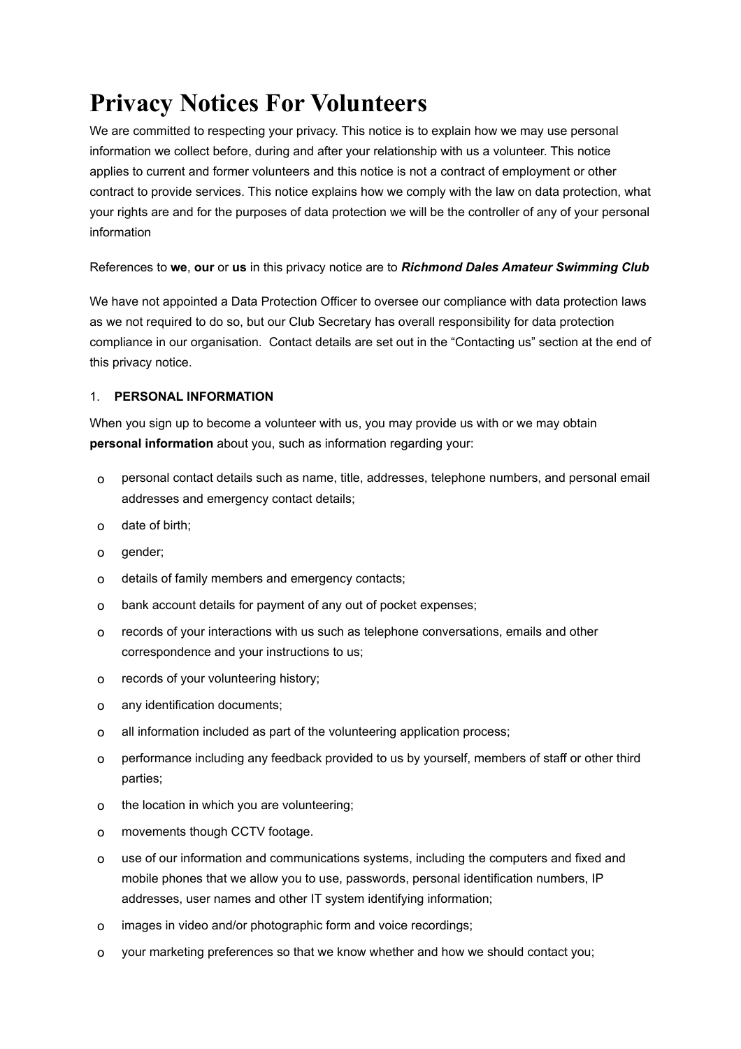# Privacy Notices For Volunteers

We are committed to respecting your privacy. This notice is to explain how we may use personal information we collect before, during and after your relationship with us a volunteer. This notice applies to current and former volunteers and this notice is not a contract of employment or other contract to provide services. This notice explains how we comply with the law on data protection, what your rights are and for the purposes of data protection we will be the controller of any of your personal information

References to **we**, **our** or **us** in this privacy notice are to ***Richmond Dales Amateur Swimming Club***

We have not appointed a Data Protection Officer to oversee our compliance with data protection laws as we not required to do so, but our Club Secretary has overall responsibility for data protection compliance in our organisation. Contact details are set out in the "Contacting us" section at the end of this privacy notice.

1. **PERSONAL INFORMATION**

When you sign up to become a volunteer with us, you may provide us with or we may obtain **personal information** about you, such as information regarding your:

- personal contact details such as name, title, addresses, telephone numbers, and personal email addresses and emergency contact details;
- date of birth;
- gender;
- details of family members and emergency contacts;
- bank account details for payment of any out of pocket expenses;
- records of your interactions with us such as telephone conversations, emails and other correspondence and your instructions to us;
- records of your volunteering history;
- any identification documents;
- all information included as part of the volunteering application process;
- performance including any feedback provided to us by yourself, members of staff or other third parties;
- the location in which you are volunteering;
- movements though CCTV footage.
- use of our information and communications systems, including the computers and fixed and mobile phones that we allow you to use, passwords, personal identification numbers, IP addresses, user names and other IT system identifying information;
- images in video and/or photographic form and voice recordings;
- your marketing preferences so that we know whether and how we should contact you;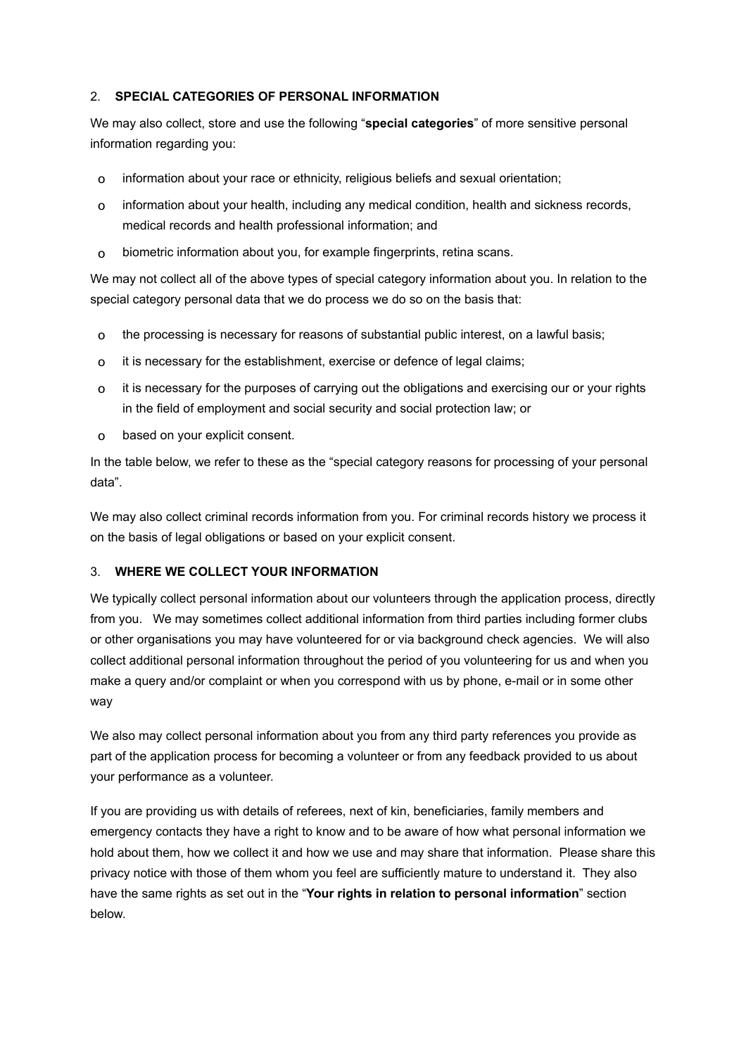## 2. SPECIAL CATEGORIES OF PERSONAL INFORMATION

We may also collect, store and use the following "**special categories**" of more sensitive personal information regarding you:

- information about your race or ethnicity, religious beliefs and sexual orientation;
- information about your health, including any medical condition, health and sickness records, medical records and health professional information; and
- biometric information about you, for example fingerprints, retina scans.

We may not collect all of the above types of special category information about you. In relation to the special category personal data that we do process we do so on the basis that:

- the processing is necessary for reasons of substantial public interest, on a lawful basis;
- it is necessary for the establishment, exercise or defence of legal claims;
- it is necessary for the purposes of carrying out the obligations and exercising our or your rights in the field of employment and social security and social protection law; or
- based on your explicit consent.

In the table below, we refer to these as the "special category reasons for processing of your personal data".

We may also collect criminal records information from you. For criminal records history we process it on the basis of legal obligations or based on your explicit consent.

## 3. WHERE WE COLLECT YOUR INFORMATION

We typically collect personal information about our volunteers through the application process, directly from you. We may sometimes collect additional information from third parties including former clubs or other organisations you may have volunteered for or via background check agencies. We will also collect additional personal information throughout the period of you volunteering for us and when you make a query and/or complaint or when you correspond with us by phone, e-mail or in some other way

We also may collect personal information about you from any third party references you provide as part of the application process for becoming a volunteer or from any feedback provided to us about your performance as a volunteer.

If you are providing us with details of referees, next of kin, beneficiaries, family members and emergency contacts they have a right to know and to be aware of how what personal information we hold about them, how we collect it and how we use and may share that information. Please share this privacy notice with those of them whom you feel are sufficiently mature to understand it. They also have the same rights as set out in the "**Your rights in relation to personal information**" section below.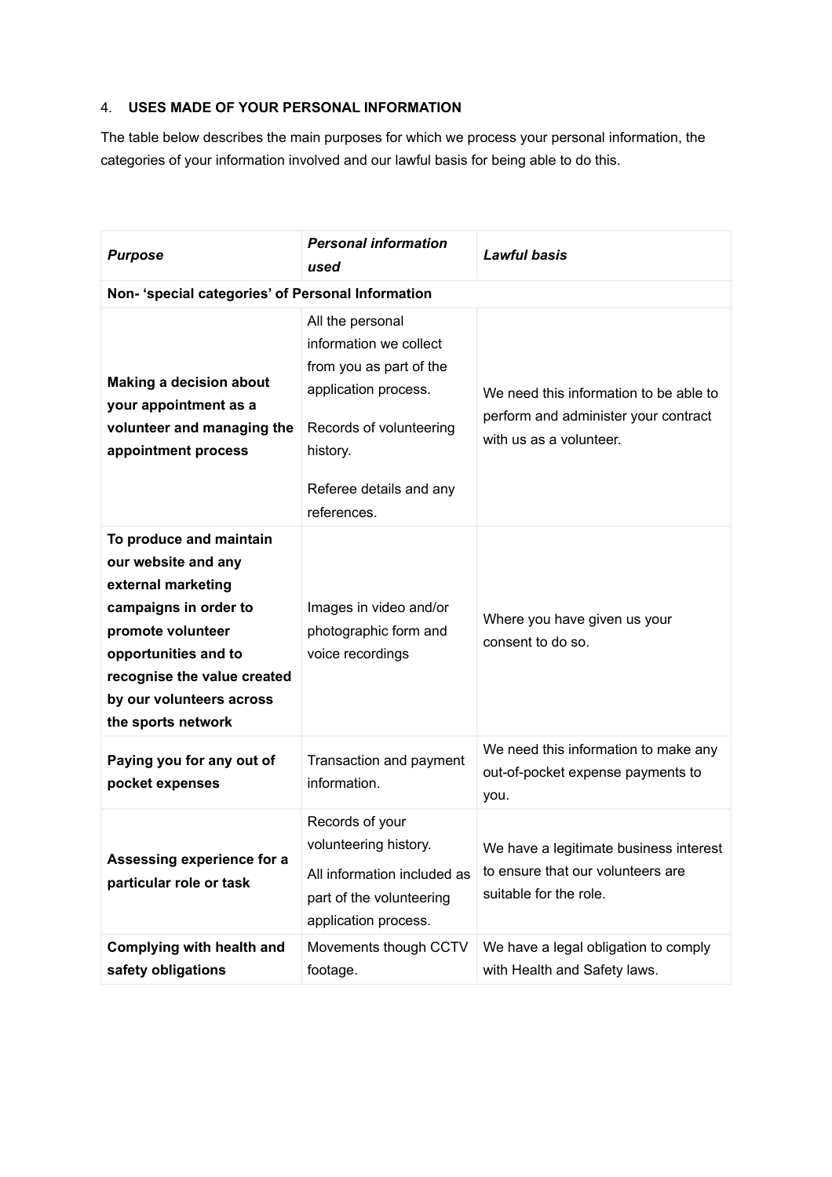## 4. **USES MADE OF YOUR PERSONAL INFORMATION**

The table below describes the main purposes for which we process your personal information, the categories of your information involved and our lawful basis for being able to do this.

| ***Purpose*** | ***Personal information used*** | ***Lawful basis*** |
|---|---|---|
| **Non- 'special categories' of Personal Information** | | |
| **Making a decision about your appointment as a volunteer and managing the appointment process** | All the personal information we collect from you as part of the application process.<br><br>Records of volunteering history.<br><br>Referee details and any references. | We need this information to be able to perform and administer your contract with us as a volunteer. |
| **To produce and maintain our website and any external marketing campaigns in order to promote volunteer opportunities and to recognise the value created by our volunteers across the sports network** | Images in video and/or photographic form and voice recordings | Where you have given us your consent to do so. |
| **Paying you for any out of pocket expenses** | Transaction and payment information. | We need this information to make any out-of-pocket expense payments to you. |
| **Assessing experience for a particular role or task** | Records of your volunteering history.<br><br>All information included as part of the volunteering application process. | We have a legitimate business interest to ensure that our volunteers are suitable for the role. |
| **Complying with health and safety obligations** | Movements though CCTV footage. | We have a legal obligation to comply with Health and Safety laws. |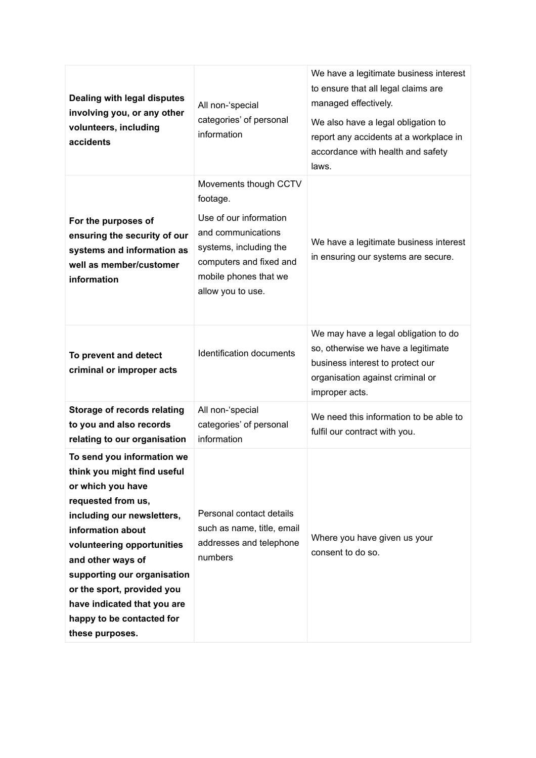| **Dealing with legal disputes involving you, or any other volunteers, including accidents** | All non-'special categories' of personal information | We have a legitimate business interest to ensure that all legal claims are managed effectively. We also have a legal obligation to report any accidents at a workplace in accordance with health and safety laws. |
|---|---|---|
| **For the purposes of ensuring the security of our systems and information as well as member/customer information** | Movements though CCTV footage. Use of our information and communications systems, including the computers and fixed and mobile phones that we allow you to use. | We have a legitimate business interest in ensuring our systems are secure. |
| **To prevent and detect criminal or improper acts** | Identification documents | We may have a legal obligation to do so, otherwise we have a legitimate business interest to protect our organisation against criminal or improper acts. |
| **Storage of records relating to you and also records relating to our organisation** | All non-'special categories' of personal information | We need this information to be able to fulfil our contract with you. |
| **To send you information we think you might find useful or which you have requested from us, including our newsletters, information about volunteering opportunities and other ways of supporting our organisation or the sport, provided you have indicated that you are happy to be contacted for these purposes.** | Personal contact details such as name, title, email addresses and telephone numbers | Where you have given us your consent to do so. |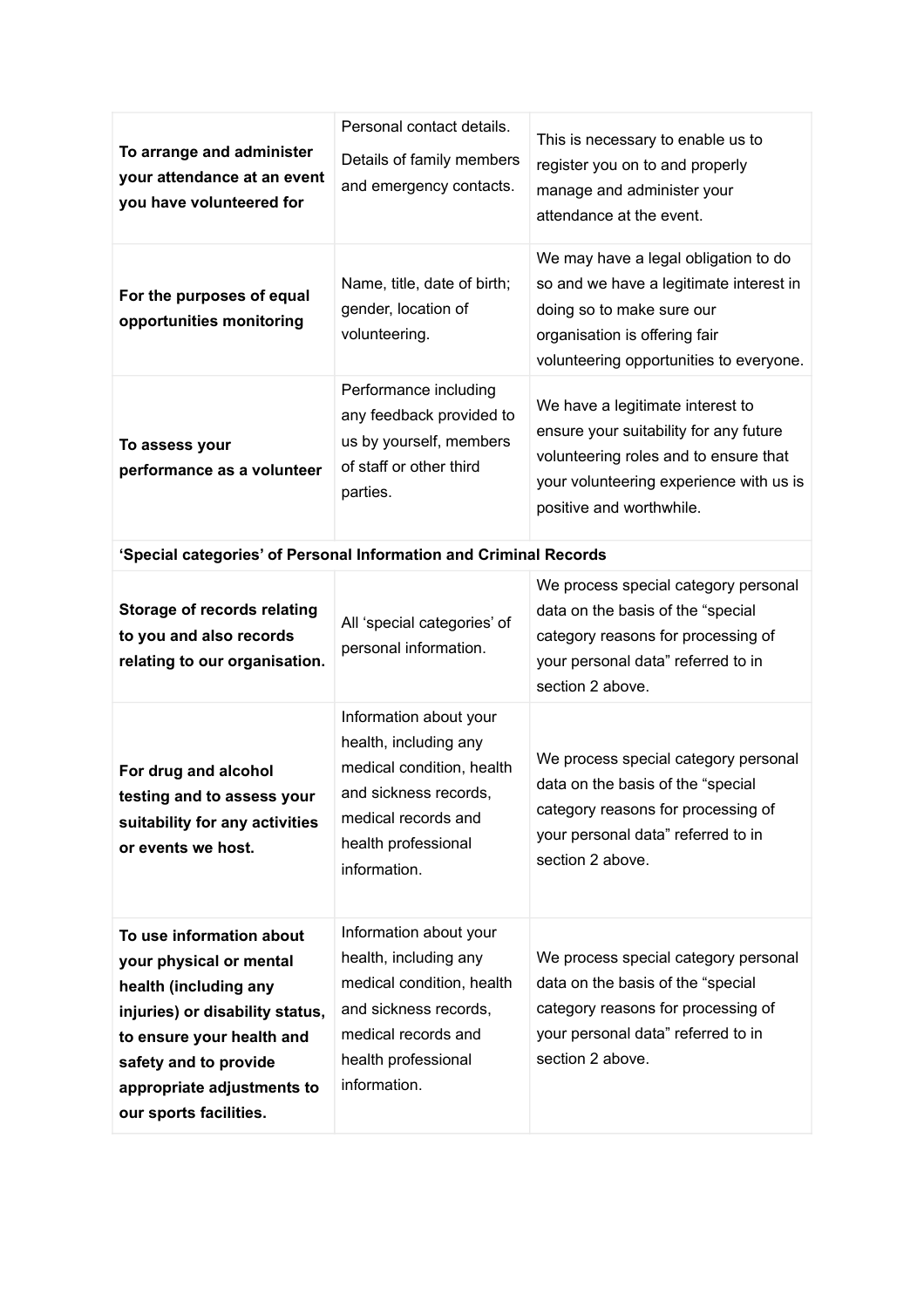| | | |
|---|---|---|
| **To arrange and administer your attendance at an event you have volunteered for** | Personal contact details.<br>Details of family members and emergency contacts. | This is necessary to enable us to register you on to and properly manage and administer your attendance at the event. |
| **For the purposes of equal opportunities monitoring** | Name, title, date of birth; gender, location of volunteering. | We may have a legal obligation to do so and we have a legitimate interest in doing so to make sure our organisation is offering fair volunteering opportunities to everyone. |
| **To assess your performance as a volunteer** | Performance including any feedback provided to us by yourself, members of staff or other third parties. | We have a legitimate interest to ensure your suitability for any future volunteering roles and to ensure that your volunteering experience with us is positive and worthwhile. |
| **'Special categories' of Personal Information and Criminal Records** | | |
| **Storage of records relating to you and also records relating to our organisation.** | All 'special categories' of personal information. | We process special category personal data on the basis of the "special category reasons for processing of your personal data" referred to in section 2 above. |
| **For drug and alcohol testing and to assess your suitability for any activities or events we host.** | Information about your health, including any medical condition, health and sickness records, medical records and health professional information. | We process special category personal data on the basis of the "special category reasons for processing of your personal data" referred to in section 2 above. |
| **To use information about your physical or mental health (including any injuries) or disability status, to ensure your health and safety and to provide appropriate adjustments to our sports facilities.** | Information about your health, including any medical condition, health and sickness records, medical records and health professional information. | We process special category personal data on the basis of the "special category reasons for processing of your personal data" referred to in section 2 above. |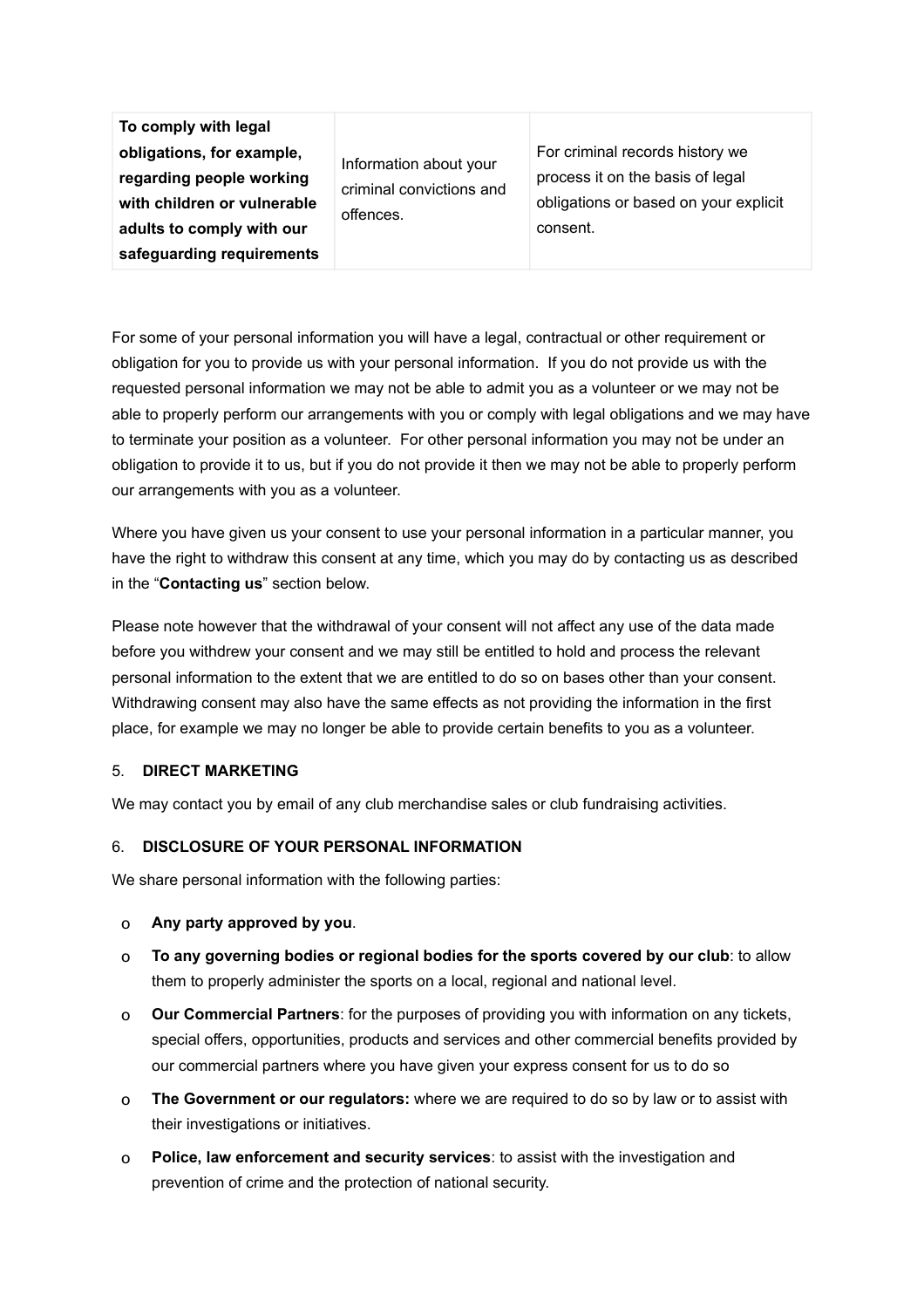| **To comply with legal obligations, for example, regarding people working with children or vulnerable adults to comply with our safeguarding requirements** | Information about your criminal convictions and offences. | For criminal records history we process it on the basis of legal obligations or based on your explicit consent. |
| --- | --- | --- |

For some of your personal information you will have a legal, contractual or other requirement or obligation for you to provide us with your personal information. If you do not provide us with the requested personal information we may not be able to admit you as a volunteer or we may not be able to properly perform our arrangements with you or comply with legal obligations and we may have to terminate your position as a volunteer. For other personal information you may not be under an obligation to provide it to us, but if you do not provide it then we may not be able to properly perform our arrangements with you as a volunteer.

Where you have given us your consent to use your personal information in a particular manner, you have the right to withdraw this consent at any time, which you may do by contacting us as described in the "**Contacting us**" section below.

Please note however that the withdrawal of your consent will not affect any use of the data made before you withdrew your consent and we may still be entitled to hold and process the relevant personal information to the extent that we are entitled to do so on bases other than your consent. Withdrawing consent may also have the same effects as not providing the information in the first place, for example we may no longer be able to provide certain benefits to you as a volunteer.

5. **DIRECT MARKETING**

We may contact you by email of any club merchandise sales or club fundraising activities.

6. **DISCLOSURE OF YOUR PERSONAL INFORMATION**

We share personal information with the following parties:

- **Any party approved by you**.
- **To any governing bodies or regional bodies for the sports covered by our club**: to allow them to properly administer the sports on a local, regional and national level.
- **Our Commercial Partners**: for the purposes of providing you with information on any tickets, special offers, opportunities, products and services and other commercial benefits provided by our commercial partners where you have given your express consent for us to do so
- **The Government or our regulators:** where we are required to do so by law or to assist with their investigations or initiatives.
- **Police, law enforcement and security services**: to assist with the investigation and prevention of crime and the protection of national security.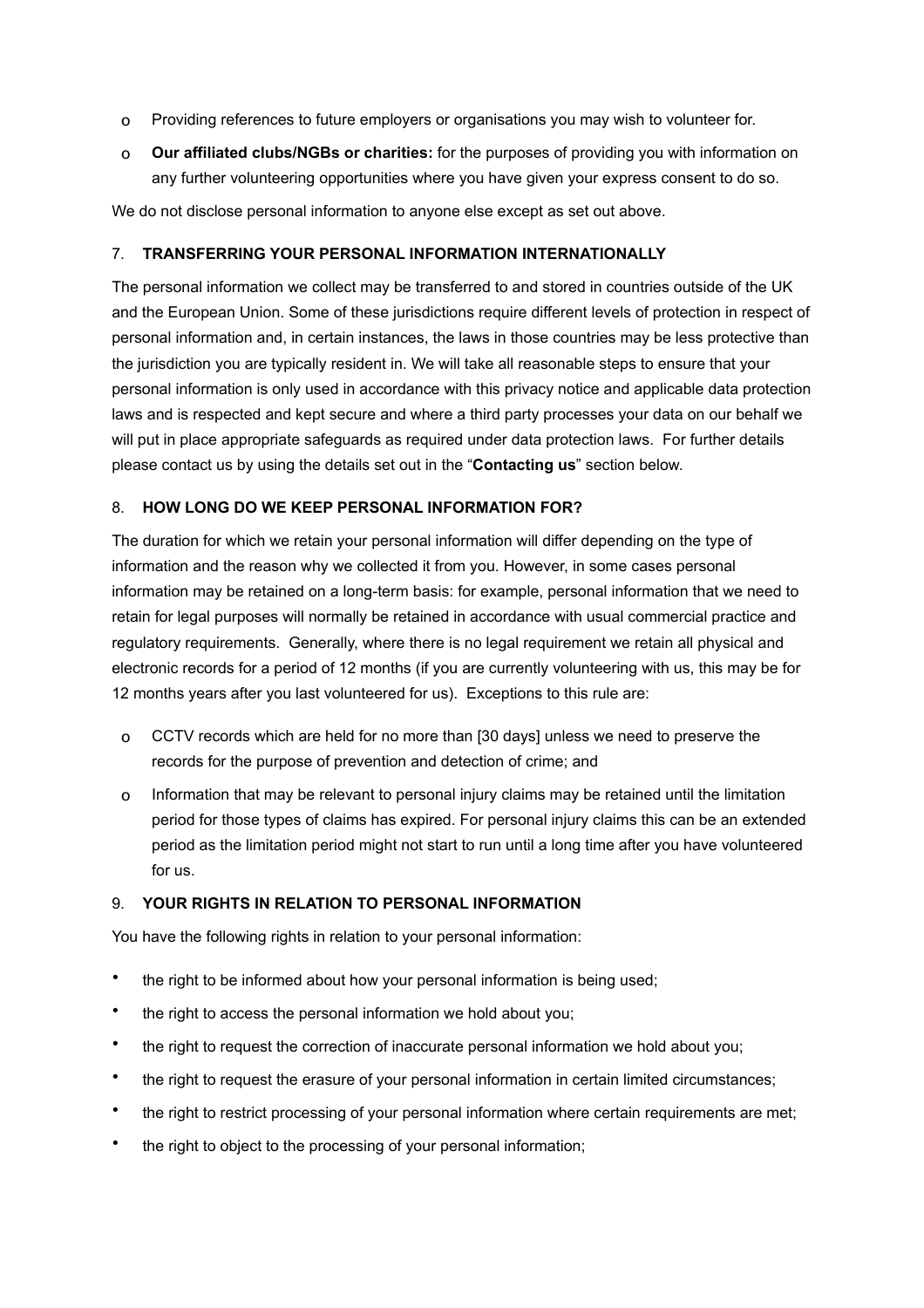- Providing references to future employers or organisations you may wish to volunteer for.
- **Our affiliated clubs/NGBs or charities:** for the purposes of providing you with information on any further volunteering opportunities where you have given your express consent to do so.

We do not disclose personal information to anyone else except as set out above.

## 7. TRANSFERRING YOUR PERSONAL INFORMATION INTERNATIONALLY

The personal information we collect may be transferred to and stored in countries outside of the UK and the European Union. Some of these jurisdictions require different levels of protection in respect of personal information and, in certain instances, the laws in those countries may be less protective than the jurisdiction you are typically resident in. We will take all reasonable steps to ensure that your personal information is only used in accordance with this privacy notice and applicable data protection laws and is respected and kept secure and where a third party processes your data on our behalf we will put in place appropriate safeguards as required under data protection laws. For further details please contact us by using the details set out in the "**Contacting us**" section below.

## 8. HOW LONG DO WE KEEP PERSONAL INFORMATION FOR?

The duration for which we retain your personal information will differ depending on the type of information and the reason why we collected it from you. However, in some cases personal information may be retained on a long-term basis: for example, personal information that we need to retain for legal purposes will normally be retained in accordance with usual commercial practice and regulatory requirements. Generally, where there is no legal requirement we retain all physical and electronic records for a period of 12 months (if you are currently volunteering with us, this may be for 12 months years after you last volunteered for us). Exceptions to this rule are:

- CCTV records which are held for no more than [30 days] unless we need to preserve the records for the purpose of prevention and detection of crime; and
- Information that may be relevant to personal injury claims may be retained until the limitation period for those types of claims has expired. For personal injury claims this can be an extended period as the limitation period might not start to run until a long time after you have volunteered for us.

## 9. YOUR RIGHTS IN RELATION TO PERSONAL INFORMATION

You have the following rights in relation to your personal information:

- the right to be informed about how your personal information is being used;
- the right to access the personal information we hold about you;
- the right to request the correction of inaccurate personal information we hold about you;
- the right to request the erasure of your personal information in certain limited circumstances;
- the right to restrict processing of your personal information where certain requirements are met;
- the right to object to the processing of your personal information;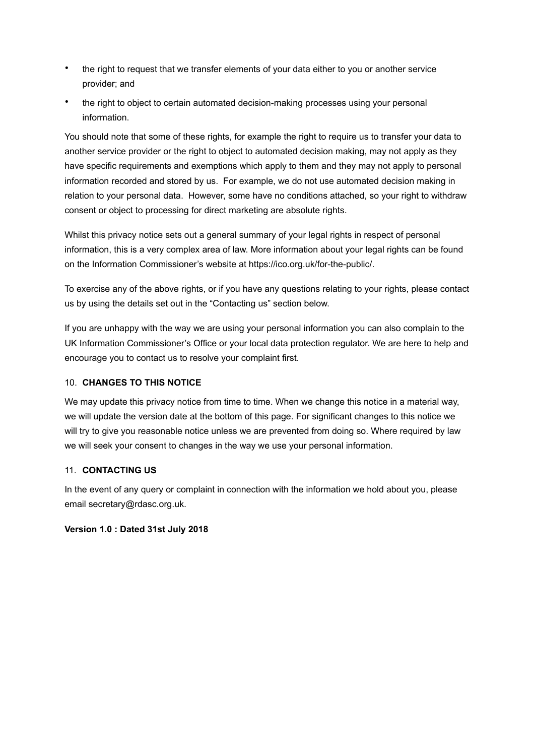- the right to request that we transfer elements of your data either to you or another service provider; and
- the right to object to certain automated decision-making processes using your personal information.

You should note that some of these rights, for example the right to require us to transfer your data to another service provider or the right to object to automated decision making, may not apply as they have specific requirements and exemptions which apply to them and they may not apply to personal information recorded and stored by us. For example, we do not use automated decision making in relation to your personal data. However, some have no conditions attached, so your right to withdraw consent or object to processing for direct marketing are absolute rights.

Whilst this privacy notice sets out a general summary of your legal rights in respect of personal information, this is a very complex area of law. More information about your legal rights can be found on the Information Commissioner's website at https://ico.org.uk/for-the-public/.

To exercise any of the above rights, or if you have any questions relating to your rights, please contact us by using the details set out in the "Contacting us" section below.

If you are unhappy with the way we are using your personal information you can also complain to the UK Information Commissioner's Office or your local data protection regulator. We are here to help and encourage you to contact us to resolve your complaint first.

## 10. CHANGES TO THIS NOTICE

We may update this privacy notice from time to time. When we change this notice in a material way, we will update the version date at the bottom of this page. For significant changes to this notice we will try to give you reasonable notice unless we are prevented from doing so. Where required by law we will seek your consent to changes in the way we use your personal information.

## 11. CONTACTING US

In the event of any query or complaint in connection with the information we hold about you, please email secretary@rdasc.org.uk.

**Version 1.0 : Dated 31st July 2018**